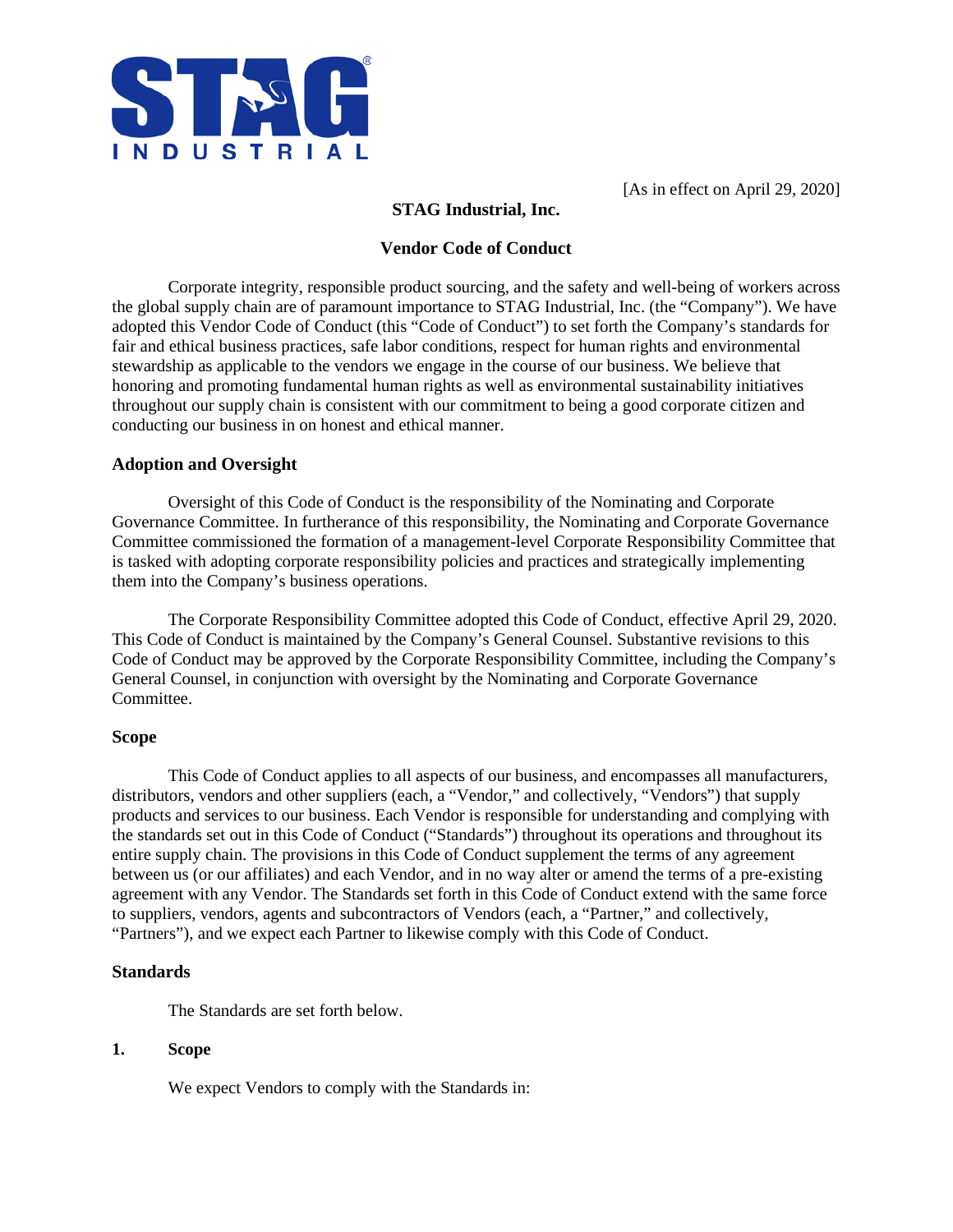STAG INDUSTRIAL

[As in effect on April 29, 2020]

**STAG Industrial, Inc.**

**Vendor Code of Conduct**

Corporate integrity, responsible product sourcing, and the safety and well-being of workers across the global supply chain are of paramount importance to STAG Industrial, Inc. (the "Company"). We have adopted this Vendor Code of Conduct (this "Code of Conduct") to set forth the Company's standards for fair and ethical business practices, safe labor conditions, respect for human rights and environmental stewardship as applicable to the vendors we engage in the course of our business. We believe that honoring and promoting fundamental human rights as well as environmental sustainability initiatives throughout our supply chain is consistent with our commitment to being a good corporate citizen and conducting our business in on honest and ethical manner.

**Adoption and Oversight**

Oversight of this Code of Conduct is the responsibility of the Nominating and Corporate Governance Committee. In furtherance of this responsibility, the Nominating and Corporate Governance Committee commissioned the formation of a management-level Corporate Responsibility Committee that is tasked with adopting corporate responsibility policies and practices and strategically implementing them into the Company's business operations.

The Corporate Responsibility Committee adopted this Code of Conduct, effective April 29, 2020. This Code of Conduct is maintained by the Company's General Counsel. Substantive revisions to this Code of Conduct may be approved by the Corporate Responsibility Committee, including the Company's General Counsel, in conjunction with oversight by the Nominating and Corporate Governance Committee.

**Scope**

This Code of Conduct applies to all aspects of our business, and encompasses all manufacturers, distributors, vendors and other suppliers (each, a "Vendor," and collectively, "Vendors") that supply products and services to our business. Each Vendor is responsible for understanding and complying with the standards set out in this Code of Conduct ("Standards") throughout its operations and throughout its entire supply chain. The provisions in this Code of Conduct supplement the terms of any agreement between us (or our affiliates) and each Vendor, and in no way alter or amend the terms of a pre-existing agreement with any Vendor. The Standards set forth in this Code of Conduct extend with the same force to suppliers, vendors, agents and subcontractors of Vendors (each, a "Partner," and collectively, "Partners"), and we expect each Partner to likewise comply with this Code of Conduct.

**Standards**

The Standards are set forth below.

**1. Scope**

We expect Vendors to comply with the Standards in: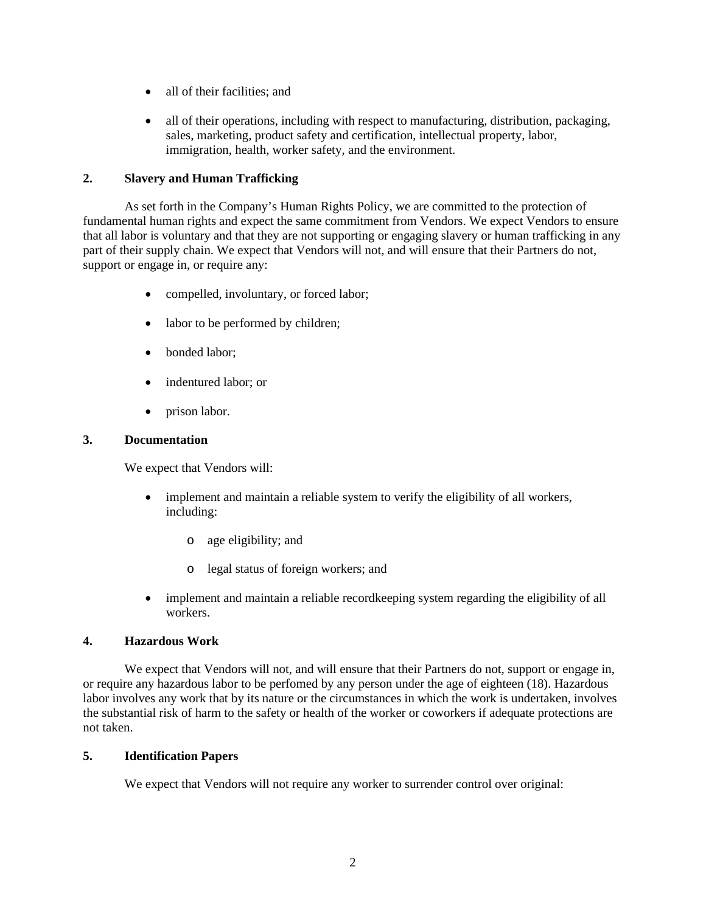- all of their facilities; and
- all of their operations, including with respect to manufacturing, distribution, packaging, sales, marketing, product safety and certification, intellectual property, labor, immigration, health, worker safety, and the environment.

## 2. Slavery and Human Trafficking

As set forth in the Company's Human Rights Policy, we are committed to the protection of fundamental human rights and expect the same commitment from Vendors. We expect Vendors to ensure that all labor is voluntary and that they are not supporting or engaging slavery or human trafficking in any part of their supply chain. We expect that Vendors will not, and will ensure that their Partners do not, support or engage in, or require any:

- compelled, involuntary, or forced labor;
- labor to be performed by children;
- bonded labor;
- indentured labor; or
- prison labor.

## 3. Documentation

We expect that Vendors will:

- implement and maintain a reliable system to verify the eligibility of all workers, including:
  - age eligibility; and
  - legal status of foreign workers; and
- implement and maintain a reliable recordkeeping system regarding the eligibility of all workers.

## 4. Hazardous Work

We expect that Vendors will not, and will ensure that their Partners do not, support or engage in, or require any hazardous labor to be perfomed by any person under the age of eighteen (18). Hazardous labor involves any work that by its nature or the circumstances in which the work is undertaken, involves the substantial risk of harm to the safety or health of the worker or coworkers if adequate protections are not taken.

## 5. Identification Papers

We expect that Vendors will not require any worker to surrender control over original: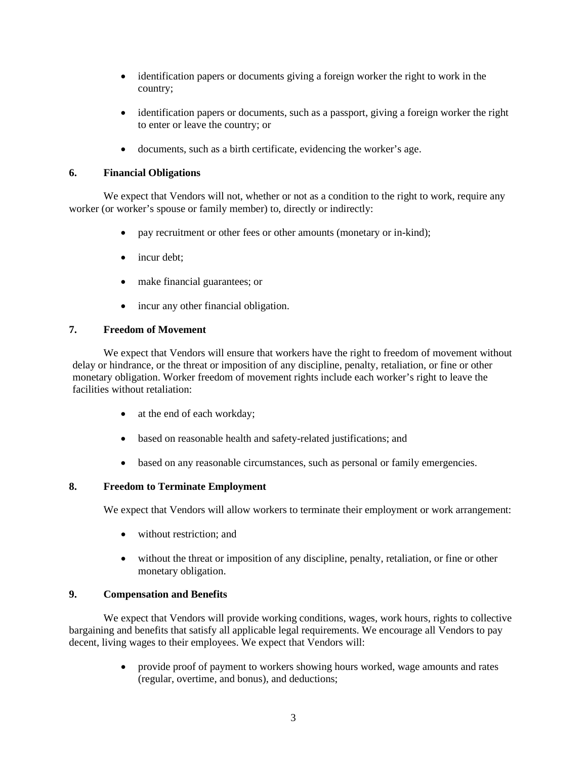- identification papers or documents giving a foreign worker the right to work in the country;
- identification papers or documents, such as a passport, giving a foreign worker the right to enter or leave the country; or
- documents, such as a birth certificate, evidencing the worker's age.

### 6. Financial Obligations

We expect that Vendors will not, whether or not as a condition to the right to work, require any worker (or worker's spouse or family member) to, directly or indirectly:

- pay recruitment or other fees or other amounts (monetary or in-kind);
- incur debt;
- make financial guarantees; or
- incur any other financial obligation.

### 7. Freedom of Movement

We expect that Vendors will ensure that workers have the right to freedom of movement without delay or hindrance, or the threat or imposition of any discipline, penalty, retaliation, or fine or other monetary obligation. Worker freedom of movement rights include each worker's right to leave the facilities without retaliation:

- at the end of each workday;
- based on reasonable health and safety-related justifications; and
- based on any reasonable circumstances, such as personal or family emergencies.

### 8. Freedom to Terminate Employment

We expect that Vendors will allow workers to terminate their employment or work arrangement:

- without restriction; and
- without the threat or imposition of any discipline, penalty, retaliation, or fine or other monetary obligation.

### 9. Compensation and Benefits

We expect that Vendors will provide working conditions, wages, work hours, rights to collective bargaining and benefits that satisfy all applicable legal requirements. We encourage all Vendors to pay decent, living wages to their employees. We expect that Vendors will:

- provide proof of payment to workers showing hours worked, wage amounts and rates (regular, overtime, and bonus), and deductions;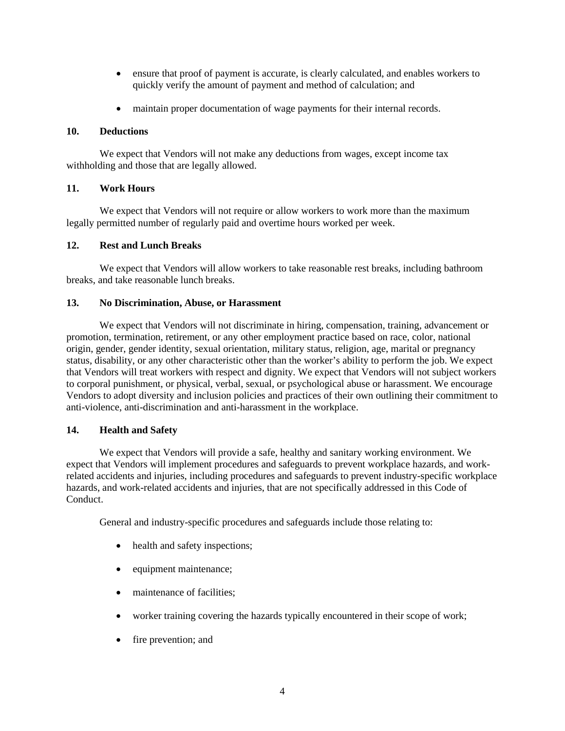- ensure that proof of payment is accurate, is clearly calculated, and enables workers to quickly verify the amount of payment and method of calculation; and
- maintain proper documentation of wage payments for their internal records.

**10. Deductions**

We expect that Vendors will not make any deductions from wages, except income tax withholding and those that are legally allowed.

**11. Work Hours**

We expect that Vendors will not require or allow workers to work more than the maximum legally permitted number of regularly paid and overtime hours worked per week.

**12. Rest and Lunch Breaks**

We expect that Vendors will allow workers to take reasonable rest breaks, including bathroom breaks, and take reasonable lunch breaks.

**13. No Discrimination, Abuse, or Harassment**

We expect that Vendors will not discriminate in hiring, compensation, training, advancement or promotion, termination, retirement, or any other employment practice based on race, color, national origin, gender, gender identity, sexual orientation, military status, religion, age, marital or pregnancy status, disability, or any other characteristic other than the worker's ability to perform the job. We expect that Vendors will treat workers with respect and dignity. We expect that Vendors will not subject workers to corporal punishment, or physical, verbal, sexual, or psychological abuse or harassment. We encourage Vendors to adopt diversity and inclusion policies and practices of their own outlining their commitment to anti-violence, anti-discrimination and anti-harassment in the workplace.

**14. Health and Safety**

We expect that Vendors will provide a safe, healthy and sanitary working environment. We expect that Vendors will implement procedures and safeguards to prevent workplace hazards, and work-related accidents and injuries, including procedures and safeguards to prevent industry-specific workplace hazards, and work-related accidents and injuries, that are not specifically addressed in this Code of Conduct.

General and industry-specific procedures and safeguards include those relating to:

- health and safety inspections;
- equipment maintenance;
- maintenance of facilities;
- worker training covering the hazards typically encountered in their scope of work;
- fire prevention; and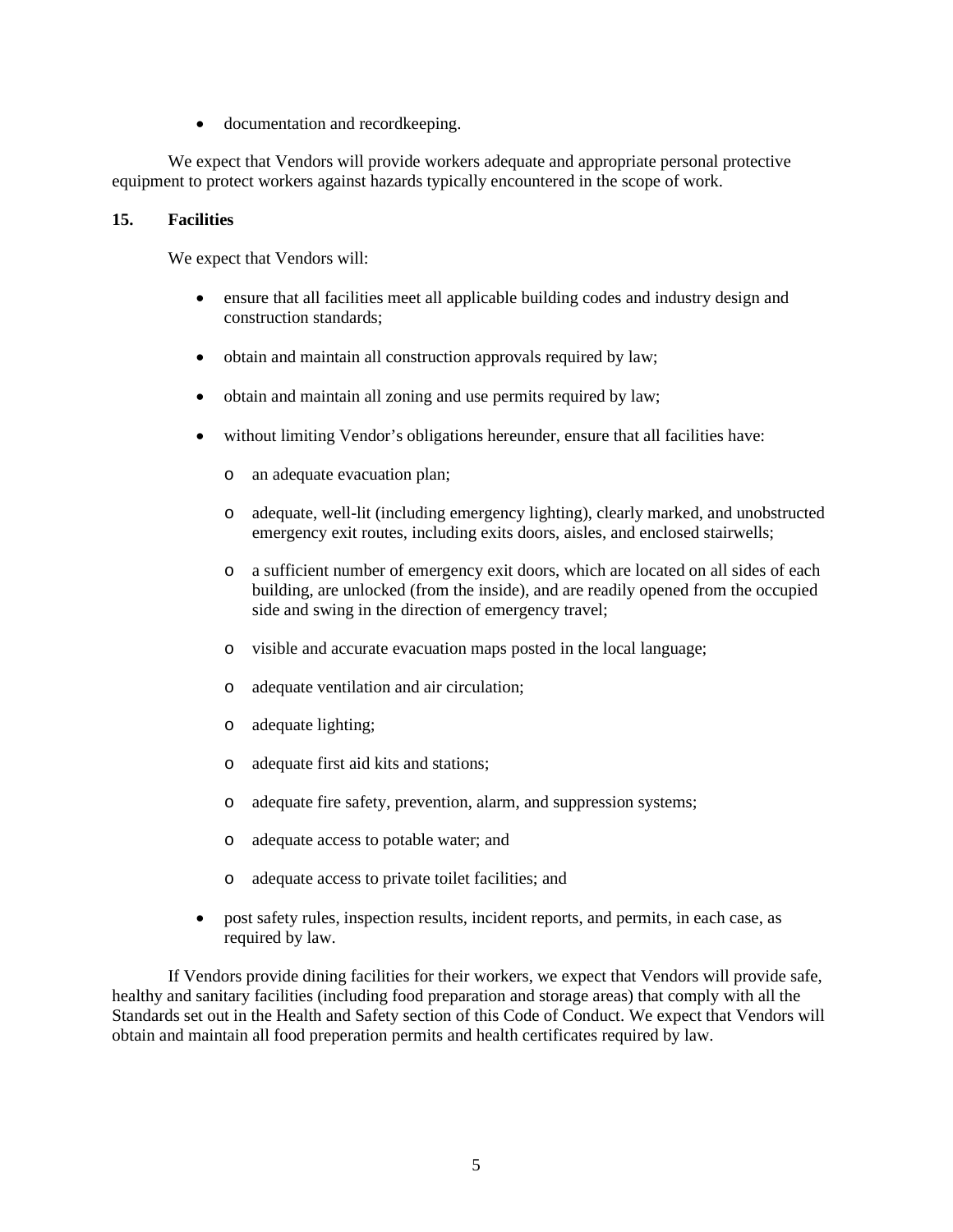- documentation and recordkeeping.

We expect that Vendors will provide workers adequate and appropriate personal protective equipment to protect workers against hazards typically encountered in the scope of work.

**15. Facilities**

We expect that Vendors will:

- ensure that all facilities meet all applicable building codes and industry design and construction standards;
- obtain and maintain all construction approvals required by law;
- obtain and maintain all zoning and use permits required by law;
- without limiting Vendor's obligations hereunder, ensure that all facilities have:
    - an adequate evacuation plan;
    - adequate, well-lit (including emergency lighting), clearly marked, and unobstructed emergency exit routes, including exits doors, aisles, and enclosed stairwells;
    - a sufficient number of emergency exit doors, which are located on all sides of each building, are unlocked (from the inside), and are readily opened from the occupied side and swing in the direction of emergency travel;
    - visible and accurate evacuation maps posted in the local language;
    - adequate ventilation and air circulation;
    - adequate lighting;
    - adequate first aid kits and stations;
    - adequate fire safety, prevention, alarm, and suppression systems;
    - adequate access to potable water; and
    - adequate access to private toilet facilities; and
- post safety rules, inspection results, incident reports, and permits, in each case, as required by law.

If Vendors provide dining facilities for their workers, we expect that Vendors will provide safe, healthy and sanitary facilities (including food preparation and storage areas) that comply with all the Standards set out in the Health and Safety section of this Code of Conduct. We expect that Vendors will obtain and maintain all food preperation permits and health certificates required by law.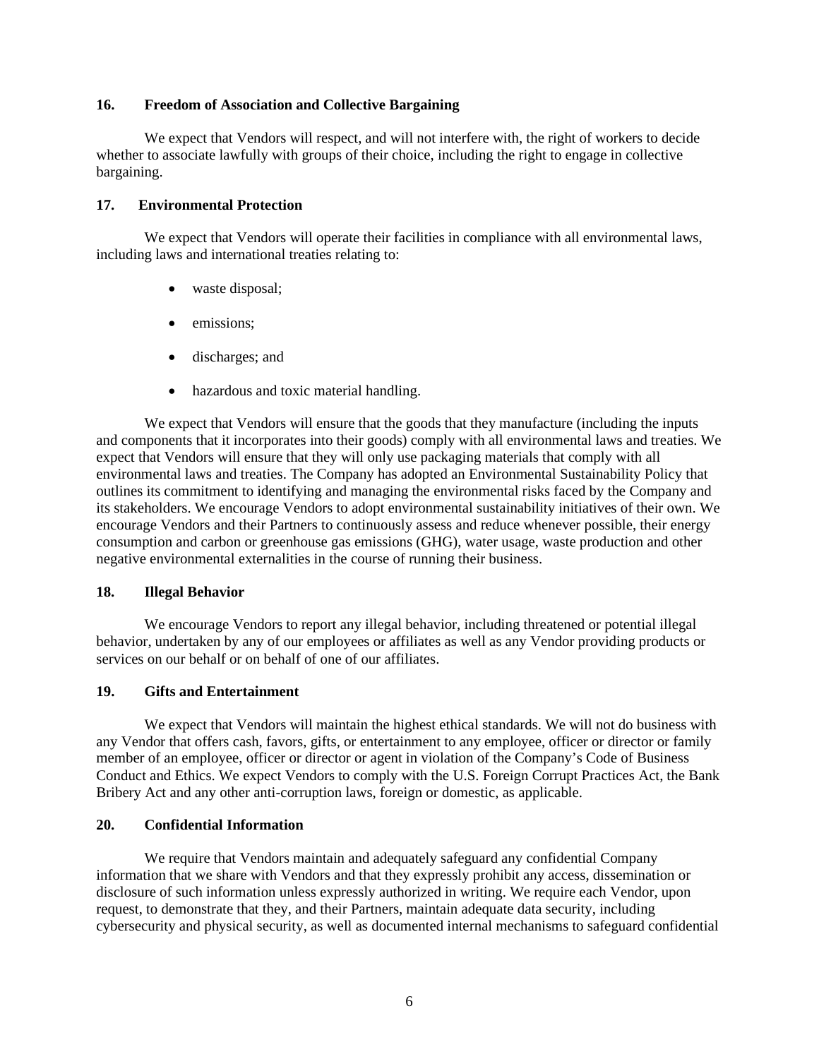### 16. Freedom of Association and Collective Bargaining

We expect that Vendors will respect, and will not interfere with, the right of workers to decide whether to associate lawfully with groups of their choice, including the right to engage in collective bargaining.

### 17. Environmental Protection

We expect that Vendors will operate their facilities in compliance with all environmental laws, including laws and international treaties relating to:

- waste disposal;
- emissions;
- discharges; and
- hazardous and toxic material handling.

We expect that Vendors will ensure that the goods that they manufacture (including the inputs and components that it incorporates into their goods) comply with all environmental laws and treaties. We expect that Vendors will ensure that they will only use packaging materials that comply with all environmental laws and treaties. The Company has adopted an Environmental Sustainability Policy that outlines its commitment to identifying and managing the environmental risks faced by the Company and its stakeholders. We encourage Vendors to adopt environmental sustainability initiatives of their own. We encourage Vendors and their Partners to continuously assess and reduce whenever possible, their energy consumption and carbon or greenhouse gas emissions (GHG), water usage, waste production and other negative environmental externalities in the course of running their business.

### 18. Illegal Behavior

We encourage Vendors to report any illegal behavior, including threatened or potential illegal behavior, undertaken by any of our employees or affiliates as well as any Vendor providing products or services on our behalf or on behalf of one of our affiliates.

### 19. Gifts and Entertainment

We expect that Vendors will maintain the highest ethical standards. We will not do business with any Vendor that offers cash, favors, gifts, or entertainment to any employee, officer or director or family member of an employee, officer or director or agent in violation of the Company's Code of Business Conduct and Ethics. We expect Vendors to comply with the U.S. Foreign Corrupt Practices Act, the Bank Bribery Act and any other anti-corruption laws, foreign or domestic, as applicable.

### 20. Confidential Information

We require that Vendors maintain and adequately safeguard any confidential Company information that we share with Vendors and that they expressly prohibit any access, dissemination or disclosure of such information unless expressly authorized in writing. We require each Vendor, upon request, to demonstrate that they, and their Partners, maintain adequate data security, including cybersecurity and physical security, as well as documented internal mechanisms to safeguard confidential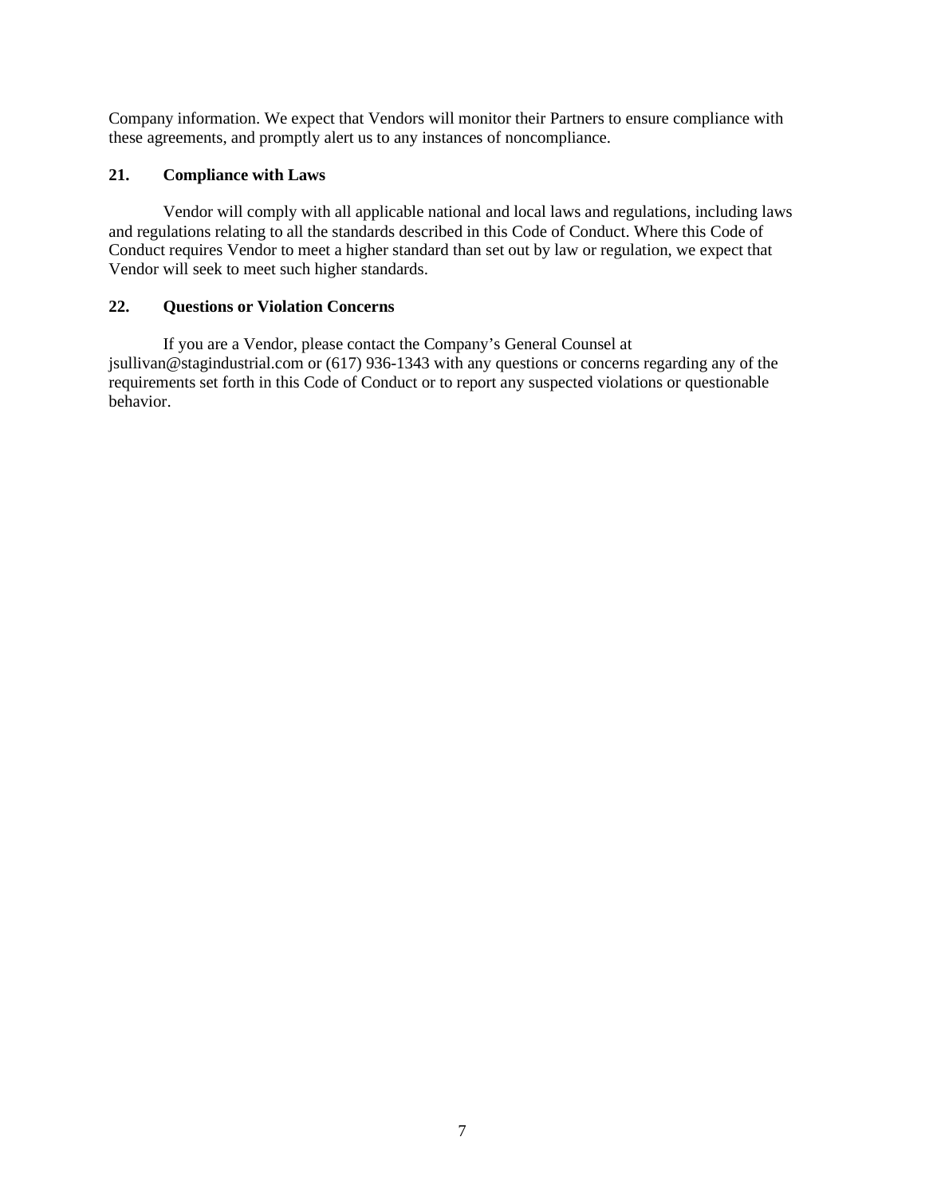Company information. We expect that Vendors will monitor their Partners to ensure compliance with these agreements, and promptly alert us to any instances of noncompliance.

**21. Compliance with Laws**

Vendor will comply with all applicable national and local laws and regulations, including laws and regulations relating to all the standards described in this Code of Conduct. Where this Code of Conduct requires Vendor to meet a higher standard than set out by law or regulation, we expect that Vendor will seek to meet such higher standards.

**22. Questions or Violation Concerns**

If you are a Vendor, please contact the Company's General Counsel at jsullivan@stagindustrial.com or (617) 936-1343 with any questions or concerns regarding any of the requirements set forth in this Code of Conduct or to report any suspected violations or questionable behavior.